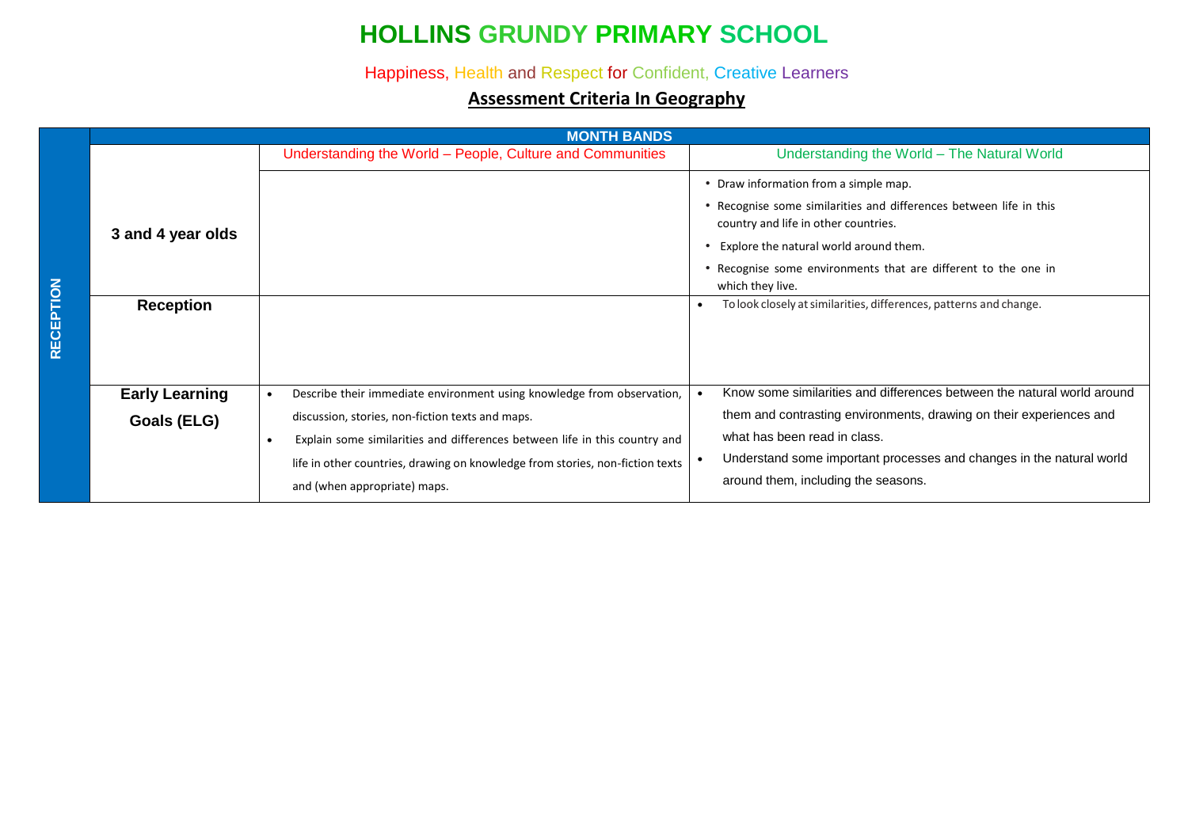# HOLLINS GRUNDY PRIMARY SCHOOL

Happiness, Health and Respect for Confident, Creative Learners

## Assessment Criteria In Geography

| RECEPTION | MONTH BANDS | | |
|---|---|---|---|
| | | Understanding the World – People, Culture and Communities | Understanding the World – The Natural World |
| | **3 and 4 year olds** | | • Draw information from a simple map.<br>• Recognise some similarities and differences between life in this country and life in other countries.<br>• Explore the natural world around them.<br>• Recognise some environments that are different to the one in which they live. |
| | **Reception** | | • To look closely at similarities, differences, patterns and change. |
| | **Early Learning Goals (ELG)** | • Describe their immediate environment using knowledge from observation, discussion, stories, non-fiction texts and maps.<br>• Explain some similarities and differences between life in this country and life in other countries, drawing on knowledge from stories, non-fiction texts and (when appropriate) maps. | • Know some similarities and differences between the natural world around them and contrasting environments, drawing on their experiences and what has been read in class.<br>• Understand some important processes and changes in the natural world around them, including the seasons. |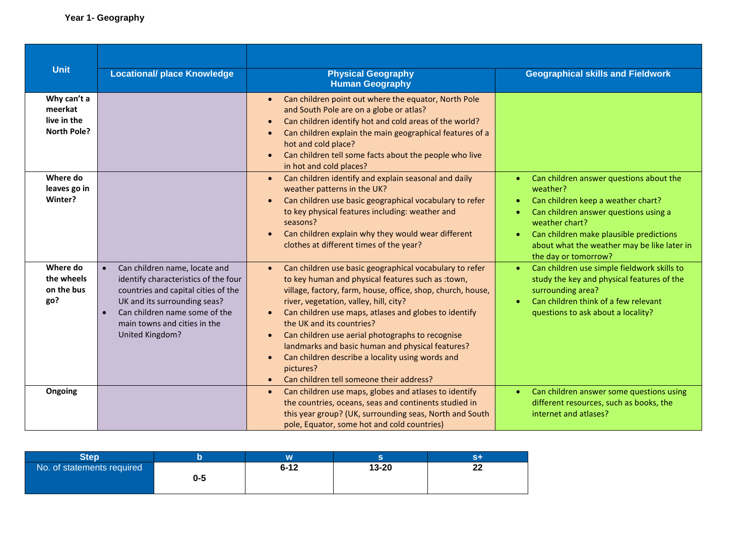**Year 1- Geography**

| Unit | Locational/ place Knowledge | Physical Geography<br>Human Geography | Geographical skills and Fieldwork |
|---|---|---|---|
| **Why can't a meerkat live in the North Pole?** | | • Can children point out where the equator, North Pole and South Pole are on a globe or atlas?<br>• Can children identify hot and cold areas of the world?<br>• Can children explain the main geographical features of a hot and cold place?<br>• Can children tell some facts about the people who live in hot and cold places? | |
| **Where do leaves go in Winter?** | | • Can children identify and explain seasonal and daily weather patterns in the UK?<br>• Can children use basic geographical vocabulary to refer to key physical features including: weather and seasons?<br>• Can children explain why they would wear different clothes at different times of the year? | • Can children answer questions about the weather?<br>• Can children keep a weather chart?<br>• Can children answer questions using a weather chart?<br>• Can children make plausible predictions about what the weather may be like later in the day or tomorrow? |
| **Where do the wheels on the bus go?** | • Can children name, locate and identify characteristics of the four countries and capital cities of the UK and its surrounding seas?<br>• Can children name some of the main towns and cities in the United Kingdom? | • Can children use basic geographical vocabulary to refer to key human and physical features such as :town, village, factory, farm, house, office, shop, church, house, river, vegetation, valley, hill, city?<br>• Can children use maps, atlases and globes to identify the UK and its countries?<br>• Can children use aerial photographs to recognise landmarks and basic human and physical features?<br>• Can children describe a locality using words and pictures?<br>• Can children tell someone their address? | • Can children use simple fieldwork skills to study the key and physical features of the surrounding area?<br>• Can children think of a few relevant questions to ask about a locality? |
| **Ongoing** | | • Can children use maps, globes and atlases to identify the countries, oceans, seas and continents studied in this year group? (UK, surrounding seas, North and South pole, Equator, some hot and cold countries) | • Can children answer some questions using different resources, such as books, the internet and atlases? |

| Step | b | w | s | s+ |
|---|---|---|---|---|
| No. of statements required | 0-5 | 6-12 | 13-20 | 22 |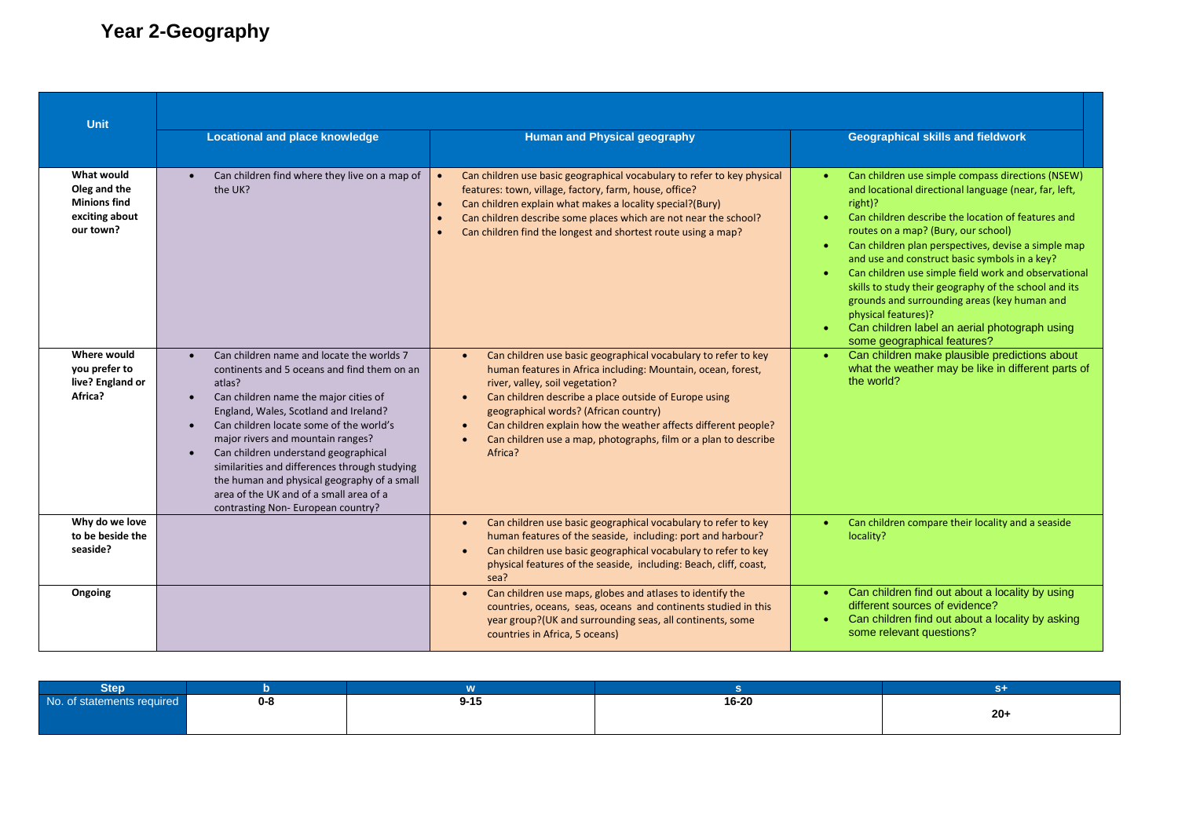# Year 2-Geography

| Unit | Locational and place knowledge | Human and Physical geography | Geographical skills and fieldwork |
| --- | --- | --- | --- |
| **What would Oleg and the Minions find exciting about our town?** | • Can children find where they live on a map of the UK? | • Can children use basic geographical vocabulary to refer to key physical features: town, village, factory, farm, house, office?<br>• Can children explain what makes a locality special?(Bury)<br>• Can children describe some places which are not near the school?<br>• Can children find the longest and shortest route using a map? | • Can children use simple compass directions (NSEW) and locational directional language (near, far, left, right)?<br>• Can children describe the location of features and routes on a map? (Bury, our school)<br>• Can children plan perspectives, devise a simple map and use and construct basic symbols in a key?<br>• Can children use simple field work and observational skills to study their geography of the school and its grounds and surrounding areas (key human and physical features)?<br>• Can children label an aerial photograph using some geographical features? |
| **Where would you prefer to live? England or Africa?** | • Can children name and locate the worlds 7 continents and 5 oceans and find them on an atlas?<br>• Can children name the major cities of England, Wales, Scotland and Ireland?<br>• Can children locate some of the world's major rivers and mountain ranges?<br>• Can children understand geographical similarities and differences through studying the human and physical geography of a small area of the UK and of a small area of a contrasting Non- European country? | • Can children use basic geographical vocabulary to refer to key human features in Africa including: Mountain, ocean, forest, river, valley, soil vegetation?<br>• Can children describe a place outside of Europe using geographical words? (African country)<br>• Can children explain how the weather affects different people?<br>• Can children use a map, photographs, film or a plan to describe Africa? | • Can children make plausible predictions about what the weather may be like in different parts of the world? |
| **Why do we love to be beside the seaside?** | | • Can children use basic geographical vocabulary to refer to key human features of the seaside, including: port and harbour?<br>• Can children use basic geographical vocabulary to refer to key physical features of the seaside, including: Beach, cliff, coast, sea? | • Can children compare their locality and a seaside locality? |
| **Ongoing** | | • Can children use maps, globes and atlases to identify the countries, oceans, seas, oceans and continents studied in this year group?(UK and surrounding seas, all continents, some countries in Africa, 5 oceans) | • Can children find out about a locality by using different sources of evidence?<br>• Can children find out about a locality by asking some relevant questions? |

| Step | b | w | s | s+ |
| --- | --- | --- | --- | --- |
| No. of statements required | 0-8 | 9-15 | 16-20 | 20+ |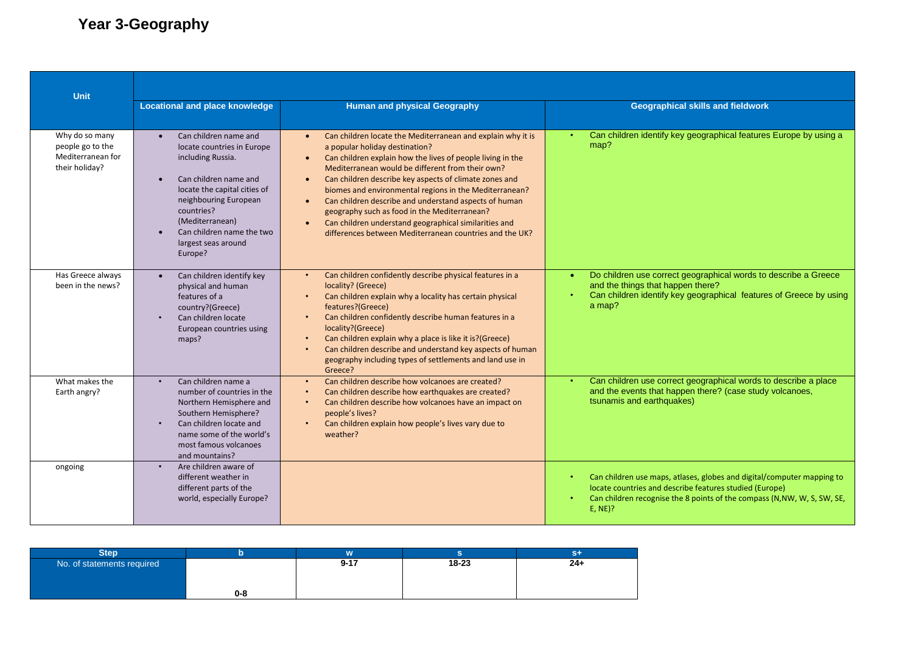# Year 3-Geography

| Unit | Locational and place knowledge | Human and physical Geography | Geographical skills and fieldwork |
|---|---|---|---|
| Why do so many people go to the Mediterranean for their holiday? | • Can children name and locate countries in Europe including Russia.<br><br>• Can children name and locate the capital cities of neighbouring European countries? (Mediterranean)<br>• Can children name the two largest seas around Europe? | • Can children locate the Mediterranean and explain why it is a popular holiday destination?<br>• Can children explain how the lives of people living in the Mediterranean would be different from their own?<br>• Can children describe key aspects of climate zones and biomes and environmental regions in the Mediterranean?<br>• Can children describe and understand aspects of human geography such as food in the Mediterranean?<br>• Can children understand geographical similarities and differences between Mediterranean countries and the UK? | • Can children identify key geographical features Europe by using a map? |
| Has Greece always been in the news? | • Can children identify key physical and human features of a country?(Greece)<br>• Can children locate European countries using maps? | • Can children confidently describe physical features in a locality? (Greece)<br>• Can children explain why a locality has certain physical features?(Greece)<br>• Can children confidently describe human features in a locality?(Greece)<br>• Can children explain why a place is like it is?(Greece)<br>• Can children describe and understand key aspects of human geography including types of settlements and land use in Greece? | • Do children use correct geographical words to describe a Greece and the things that happen there?<br>• Can children identify key geographical features of Greece by using a map? |
| What makes the Earth angry? | • Can children name a number of countries in the Northern Hemisphere and Southern Hemisphere?<br>• Can children locate and name some of the world's most famous volcanoes and mountains? | • Can children describe how volcanoes are created?<br>• Can children describe how earthquakes are created?<br>• Can children describe how volcanoes have an impact on people's lives?<br>• Can children explain how people's lives vary due to weather? | • Can children use correct geographical words to describe a place and the events that happen there? (case study volcanoes, tsunamis and earthquakes) |
| ongoing | • Are children aware of different weather in different parts of the world, especially Europe? | | • Can children use maps, atlases, globes and digital/computer mapping to locate countries and describe features studied (Europe)<br>• Can children recognise the 8 points of the compass (N,NW, W, S, SW, SE, E, NE)? |

| Step | b | w | s | s+ |
|---|---|---|---|---|
| No. of statements required | 0-8 | 9-17 | 18-23 | 24+ |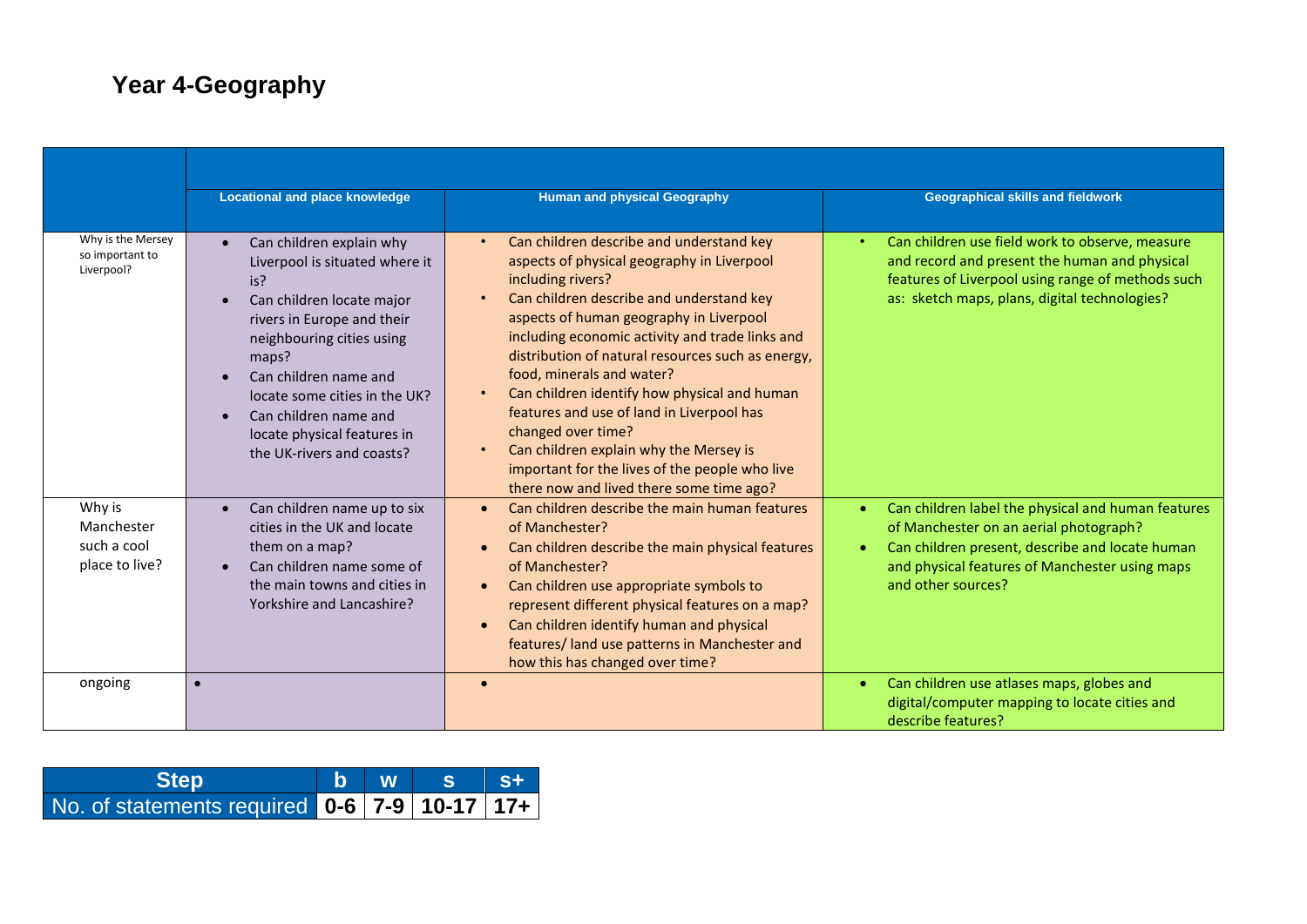# Year 4-Geography

| | Locational and place knowledge | Human and physical Geography | Geographical skills and fieldwork |
|---|---|---|---|
| Why is the Mersey so important to Liverpool? | • Can children explain why Liverpool is situated where it is?<br>• Can children locate major rivers in Europe and their neighbouring cities using maps?<br>• Can children name and locate some cities in the UK?<br>• Can children name and locate physical features in the UK-rivers and coasts? | • Can children describe and understand key aspects of physical geography in Liverpool including rivers?<br>• Can children describe and understand key aspects of human geography in Liverpool including economic activity and trade links and distribution of natural resources such as energy, food, minerals and water?<br>• Can children identify how physical and human features and use of land in Liverpool has changed over time?<br>• Can children explain why the Mersey is important for the lives of the people who live there now and lived there some time ago? | • Can children use field work to observe, measure and record and present the human and physical features of Liverpool using range of methods such as: sketch maps, plans, digital technologies? |
| Why is Manchester such a cool place to live? | • Can children name up to six cities in the UK and locate them on a map?<br>• Can children name some of the main towns and cities in Yorkshire and Lancashire? | • Can children describe the main human features of Manchester?<br>• Can children describe the main physical features of Manchester?<br>• Can children use appropriate symbols to represent different physical features on a map?<br>• Can children identify human and physical features/ land use patterns in Manchester and how this has changed over time? | • Can children label the physical and human features of Manchester on an aerial photograph?<br>• Can children present, describe and locate human and physical features of Manchester using maps and other sources? |
| ongoing | • | • | • Can children use atlases maps, globes and digital/computer mapping to locate cities and describe features? |

| Step | b | w | s | s+ |
|---|---|---|---|---|
| No. of statements required | 0-6 | 7-9 | 10-17 | 17+ |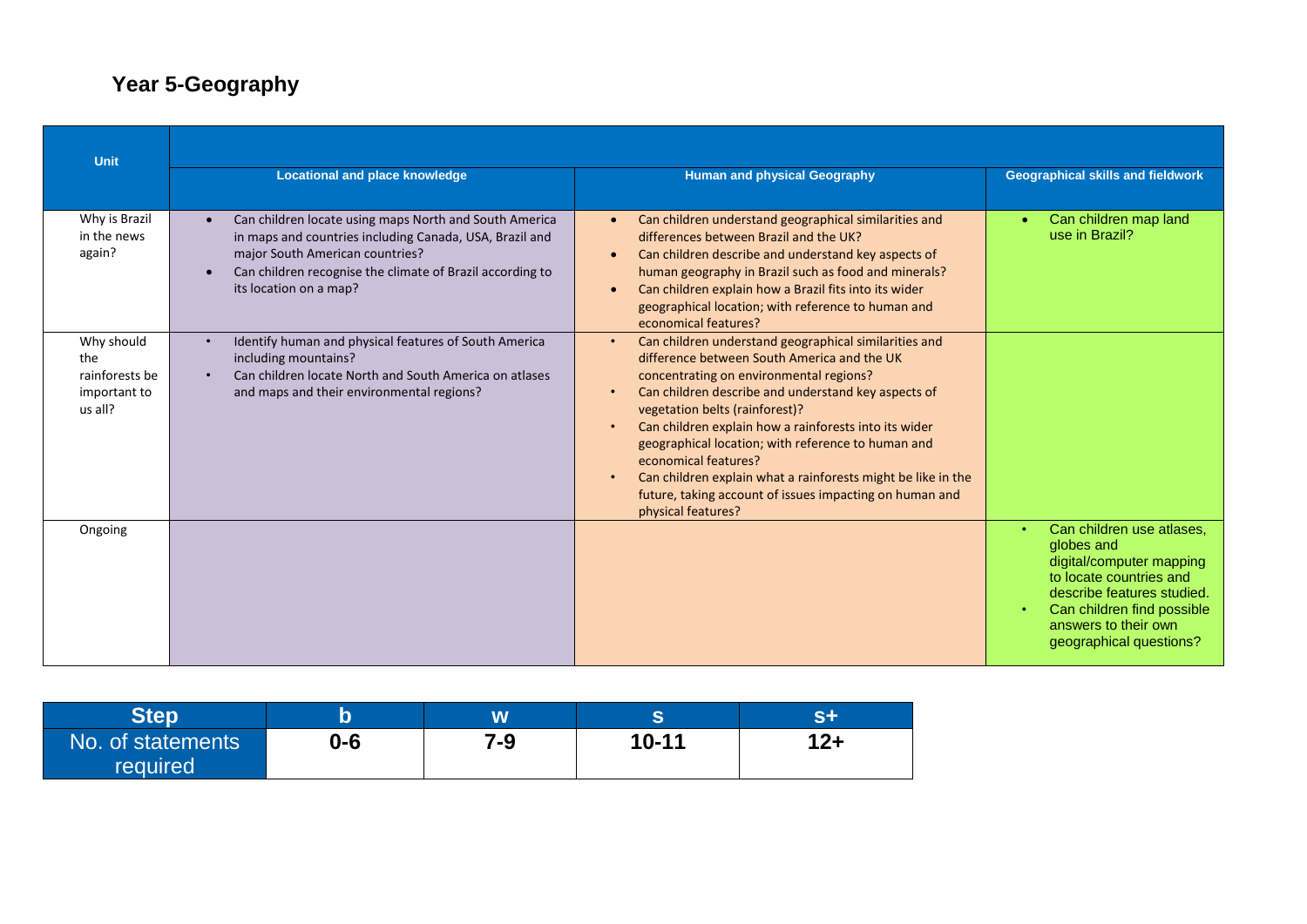# Year 5-Geography

| Unit | Locational and place knowledge | Human and physical Geography | Geographical skills and fieldwork |
|---|---|---|---|
| Why is Brazil in the news again? | • Can children locate using maps North and South America in maps and countries including Canada, USA, Brazil and major South American countries?<br>• Can children recognise the climate of Brazil according to its location on a map? | • Can children understand geographical similarities and differences between Brazil and the UK?<br>• Can children describe and understand key aspects of human geography in Brazil such as food and minerals?<br>• Can children explain how a Brazil fits into its wider geographical location; with reference to human and economical features? | • Can children map land use in Brazil? |
| Why should the rainforests be important to us all? | • Identify human and physical features of South America including mountains?<br>• Can children locate North and South America on atlases and maps and their environmental regions? | • Can children understand geographical similarities and difference between South America and the UK concentrating on environmental regions?<br>• Can children describe and understand key aspects of vegetation belts (rainforest)?<br>• Can children explain how a rainforests into its wider geographical location; with reference to human and economical features?<br>• Can children explain what a rainforests might be like in the future, taking account of issues impacting on human and physical features? | |
| Ongoing | | | • Can children use atlases, globes and digital/computer mapping to locate countries and describe features studied.<br>• Can children find possible answers to their own geographical questions? |

| Step | b | w | s | s+ |
|---|---|---|---|---|
| No. of statements required | 0-6 | 7-9 | 10-11 | 12+ |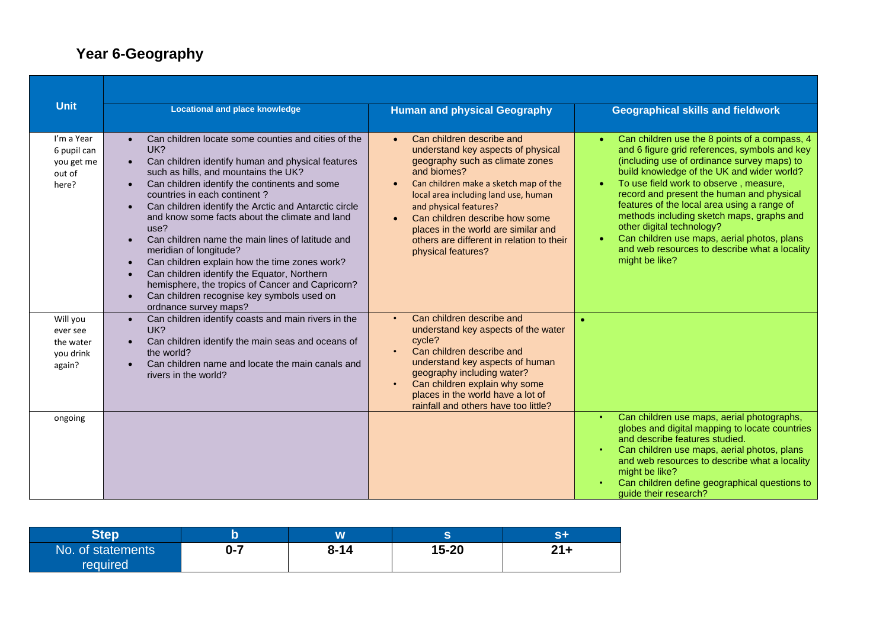# Year 6-Geography

| Unit | Locational and place knowledge | Human and physical Geography | Geographical skills and fieldwork |
|---|---|---|---|
| I'm a Year 6 pupil can you get me out of here? | • Can children locate some counties and cities of the UK?<br>• Can children identify human and physical features such as hills, and mountains the UK?<br>• Can children identify the continents and some countries in each continent ?<br>• Can children identify the Arctic and Antarctic circle and know some facts about the climate and land use?<br>• Can children name the main lines of latitude and meridian of longitude?<br>• Can children explain how the time zones work?<br>• Can children identify the Equator, Northern hemisphere, the tropics of Cancer and Capricorn?<br>• Can children recognise key symbols used on ordnance survey maps? | • Can children describe and understand key aspects of physical geography such as climate zones and biomes?<br>• Can children make a sketch map of the local area including land use, human and physical features?<br>• Can children describe how some places in the world are similar and others are different in relation to their physical features? | • Can children use the 8 points of a compass, 4 and 6 figure grid references, symbols and key (including use of ordinance survey maps) to build knowledge of the UK and wider world?<br>• To use field work to observe , measure, record and present the human and physical features of the local area using a range of methods including sketch maps, graphs and other digital technology?<br>• Can children use maps, aerial photos, plans and web resources to describe what a locality might be like? |
| Will you ever see the water you drink again? | • Can children identify coasts and main rivers in the UK?<br>• Can children identify the main seas and oceans of the world?<br>• Can children name and locate the main canals and rivers in the world? | • Can children describe and understand key aspects of the water cycle?<br>• Can children describe and understand key aspects of human geography including water?<br>• Can children explain why some places in the world have a lot of rainfall and others have too little? | • |
| ongoing | | | • Can children use maps, aerial photographs, globes and digital mapping to locate countries and describe features studied.<br>• Can children use maps, aerial photos, plans and web resources to describe what a locality might be like?<br>• Can children define geographical questions to guide their research? |

| Step | b | w | s | s+ |
|---|---|---|---|---|
| No. of statements required | 0-7 | 8-14 | 15-20 | 21+ |